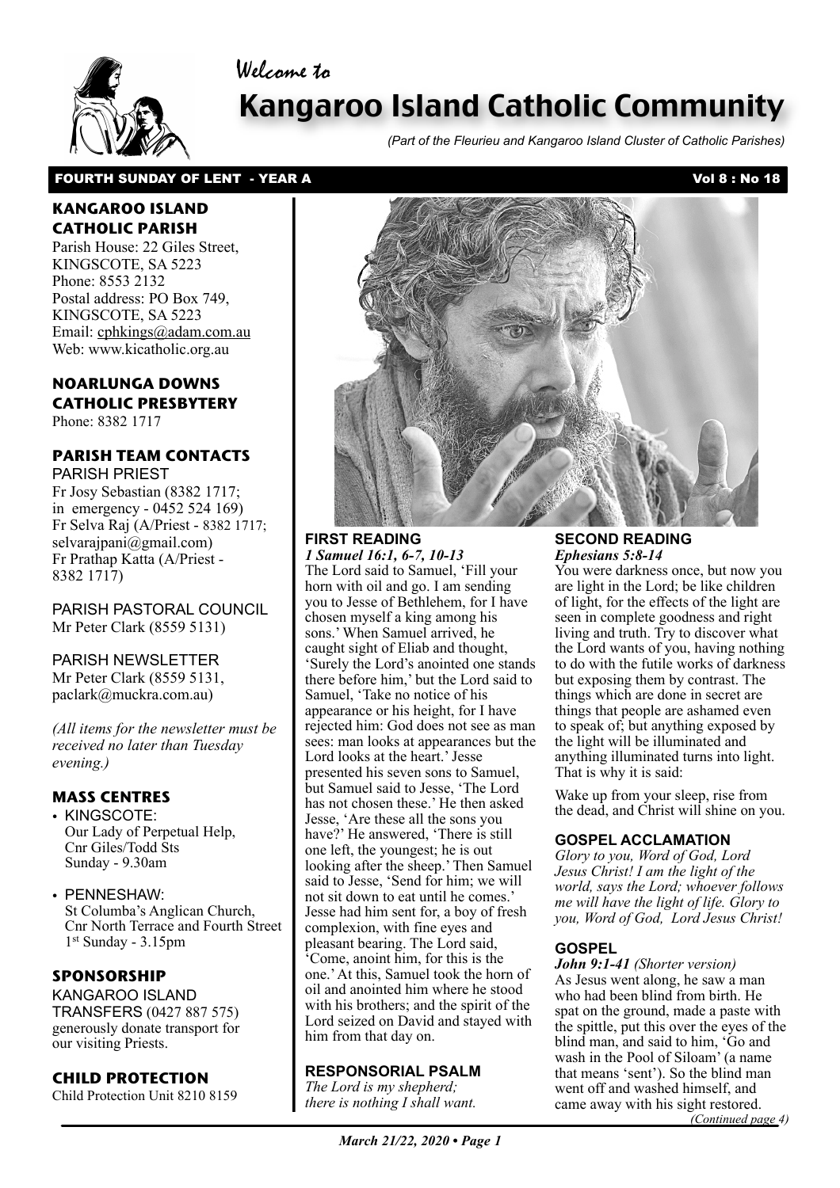Welcome to

# Kangaroo Island Catholic Community

*(Part of the Fleurieu and Kangaroo Island Cluster of Catholic Parishes)*

**FOURTH SUNDAY OF LENT - YEAR A** **Vol 8 : No 18**

## KANGAROO ISLAND CATHOLIC PARISH

Parish House: 22 Giles Street, KINGSCOTE, SA 5223
Phone: 8553 2132
Postal address: PO Box 749, KINGSCOTE, SA 5223
Email: cphkings@adam.com.au
Web: www.kicatholic.org.au

## NOARLUNGA DOWNS CATHOLIC PRESBYTERY

Phone: 8382 1717

## PARISH TEAM CONTACTS

PARISH PRIEST
Fr Josy Sebastian (8382 1717; in emergency - 0452 524 169)
Fr Selva Raj (A/Priest - 8382 1717; selvarajpani@gmail.com)
Fr Prathap Katta (A/Priest - 8382 1717)

PARISH PASTORAL COUNCIL
Mr Peter Clark (8559 5131)

PARISH NEWSLETTER
Mr Peter Clark (8559 5131, paclark@muckra.com.au)

*(All items for the newsletter must be received no later than Tuesday evening.)*

## MASS CENTRES

- KINGSCOTE:
  Our Lady of Perpetual Help, Cnr Giles/Todd Sts
  Sunday - 9.30am
- PENNESHAW:
  St Columba's Anglican Church, Cnr North Terrace and Fourth Street
  1st Sunday - 3.15pm

## SPONSORSHIP

KANGAROO ISLAND TRANSFERS (0427 887 575) generously donate transport for our visiting Priests.

## CHILD PROTECTION

Child Protection Unit 8210 8159

### FIRST READING

*1 Samuel 16:1, 6-7, 10-13*

The Lord said to Samuel, 'Fill your horn with oil and go. I am sending you to Jesse of Bethlehem, for I have chosen myself a king among his sons.' When Samuel arrived, he caught sight of Eliab and thought, 'Surely the Lord's anointed one stands there before him,' but the Lord said to Samuel, 'Take no notice of his appearance or his height, for I have rejected him: God does not see as man sees: man looks at appearances but the Lord looks at the heart.' Jesse presented his seven sons to Samuel, but Samuel said to Jesse, 'The Lord has not chosen these.' He then asked Jesse, 'Are these all the sons you have?' He answered, 'There is still one left, the youngest; he is out looking after the sheep.' Then Samuel said to Jesse, 'Send for him; we will not sit down to eat until he comes.' Jesse had him sent for, a boy of fresh complexion, with fine eyes and pleasant bearing. The Lord said, 'Come, anoint him, for this is the one.' At this, Samuel took the horn of oil and anointed him where he stood with his brothers; and the spirit of the Lord seized on David and stayed with him from that day on.

### RESPONSORIAL PSALM

*The Lord is my shepherd;*
*there is nothing I shall want.*

### SECOND READING

*Ephesians 5:8-14*

You were darkness once, but now you are light in the Lord; be like children of light, for the effects of the light are seen in complete goodness and right living and truth. Try to discover what the Lord wants of you, having nothing to do with the futile works of darkness but exposing them by contrast. The things which are done in secret are things that people are ashamed even to speak of; but anything exposed by the light will be illuminated and anything illuminated turns into light. That is why it is said:

Wake up from your sleep, rise from the dead, and Christ will shine on you.

### GOSPEL ACCLAMATION

*Glory to you, Word of God, Lord Jesus Christ! I am the light of the world, says the Lord; whoever follows me will have the light of life. Glory to you, Word of God, Lord Jesus Christ!*

### GOSPEL

*John 9:1-41 (Shorter version)*

As Jesus went along, he saw a man who had been blind from birth. He spat on the ground, made a paste with the spittle, put this over the eyes of the blind man, and said to him, 'Go and wash in the Pool of Siloam' (a name that means 'sent'). So the blind man went off and washed himself, and came away with his sight restored.

*(Continued page 4)*

*March 21/22, 2020 • Page 1*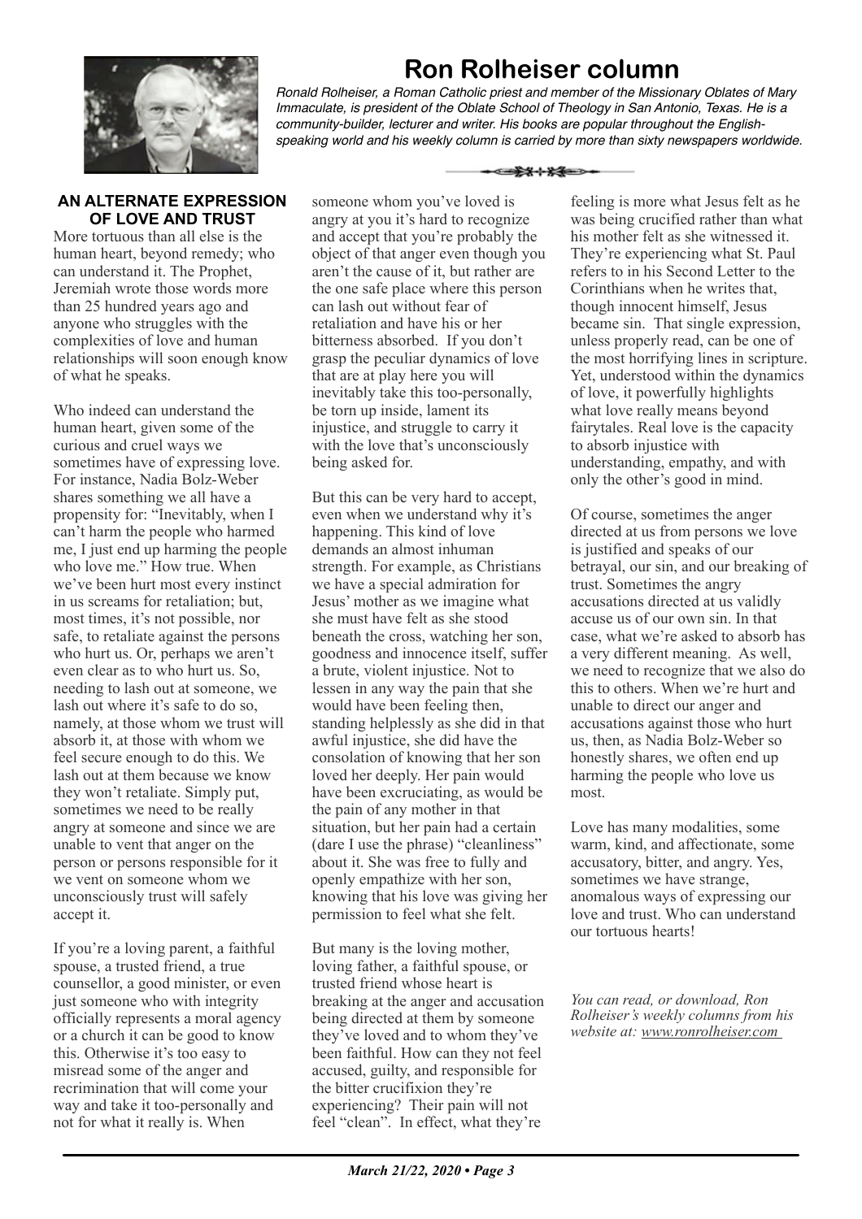# Ron Rolheiser column

*Ronald Rolheiser, a Roman Catholic priest and member of the Missionary Oblates of Mary Immaculate, is president of the Oblate School of Theology in San Antonio, Texas. He is a community-builder, lecturer and writer. His books are popular throughout the English-speaking world and his weekly column is carried by more than sixty newspapers worldwide.*

## AN ALTERNATE EXPRESSION OF LOVE AND TRUST

More tortuous than all else is the human heart, beyond remedy; who can understand it. The Prophet, Jeremiah wrote those words more than 25 hundred years ago and anyone who struggles with the complexities of love and human relationships will soon enough know of what he speaks.

Who indeed can understand the human heart, given some of the curious and cruel ways we sometimes have of expressing love. For instance, Nadia Bolz-Weber shares something we all have a propensity for: "Inevitably, when I can't harm the people who harmed me, I just end up harming the people who love me." How true. When we've been hurt most every instinct in us screams for retaliation; but, most times, it's not possible, nor safe, to retaliate against the persons who hurt us. Or, perhaps we aren't even clear as to who hurt us. So, needing to lash out at someone, we lash out where it's safe to do so, namely, at those whom we trust will absorb it, at those with whom we feel secure enough to do this. We lash out at them because we know they won't retaliate. Simply put, sometimes we need to be really angry at someone and since we are unable to vent that anger on the person or persons responsible for it we vent on someone whom we unconsciously trust will safely accept it.

If you're a loving parent, a faithful spouse, a trusted friend, a true counsellor, a good minister, or even just someone who with integrity officially represents a moral agency or a church it can be good to know this. Otherwise it's too easy to misread some of the anger and recrimination that will come your way and take it too-personally and not for what it really is. When someone whom you've loved is angry at you it's hard to recognize and accept that you're probably the object of that anger even though you aren't the cause of it, but rather are the one safe place where this person can lash out without fear of retaliation and have his or her bitterness absorbed. If you don't grasp the peculiar dynamics of love that are at play here you will inevitably take this too-personally, be torn up inside, lament its injustice, and struggle to carry it with the love that's unconsciously being asked for.

But this can be very hard to accept, even when we understand why it's happening. This kind of love demands an almost inhuman strength. For example, as Christians we have a special admiration for Jesus' mother as we imagine what she must have felt as she stood beneath the cross, watching her son, goodness and innocence itself, suffer a brute, violent injustice. Not to lessen in any way the pain that she would have been feeling then, standing helplessly as she did in that awful injustice, she did have the consolation of knowing that her son loved her deeply. Her pain would have been excruciating, as would be the pain of any mother in that situation, but her pain had a certain (dare I use the phrase) "cleanliness" about it. She was free to fully and openly empathize with her son, knowing that his love was giving her permission to feel what she felt.

But many is the loving mother, loving father, a faithful spouse, or trusted friend whose heart is breaking at the anger and accusation being directed at them by someone they've loved and to whom they've been faithful. How can they not feel accused, guilty, and responsible for the bitter crucifixion they're experiencing? Their pain will not feel "clean". In effect, what they're feeling is more what Jesus felt as he was being crucified rather than what his mother felt as she witnessed it. They're experiencing what St. Paul refers to in his Second Letter to the Corinthians when he writes that, though innocent himself, Jesus became sin. That single expression, unless properly read, can be one of the most horrifying lines in scripture. Yet, understood within the dynamics of love, it powerfully highlights what love really means beyond fairytales. Real love is the capacity to absorb injustice with understanding, empathy, and with only the other's good in mind.

Of course, sometimes the anger directed at us from persons we love is justified and speaks of our betrayal, our sin, and our breaking of trust. Sometimes the angry accusations directed at us validly accuse us of our own sin. In that case, what we're asked to absorb has a very different meaning. As well, we need to recognize that we also do this to others. When we're hurt and unable to direct our anger and accusations against those who hurt us, then, as Nadia Bolz-Weber so honestly shares, we often end up harming the people who love us most.

Love has many modalities, some warm, kind, and affectionate, some accusatory, bitter, and angry. Yes, sometimes we have strange, anomalous ways of expressing our love and trust. Who can understand our tortuous hearts!

*You can read, or download, Ron Rolheiser's weekly columns from his website at: www.ronrolheiser.com*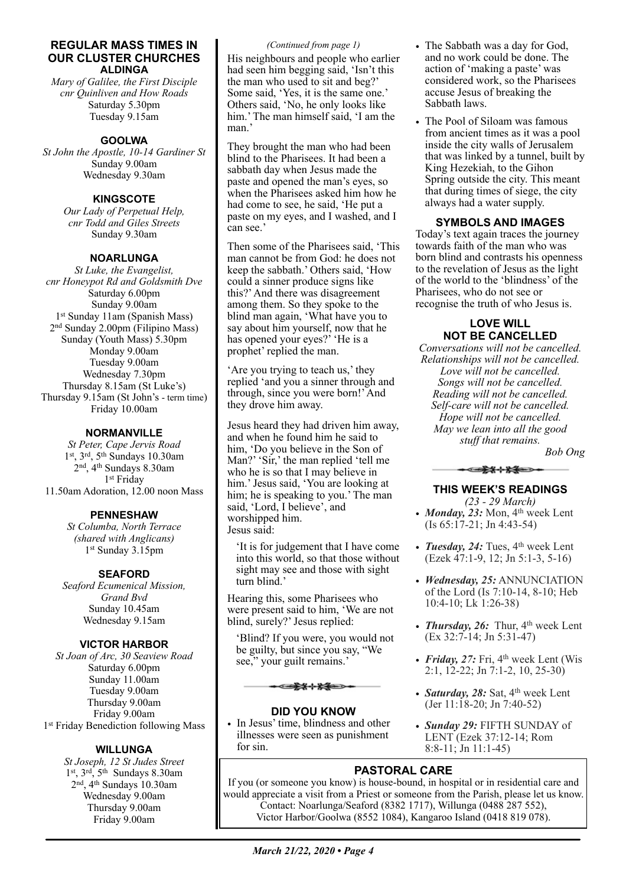## REGULAR MASS TIMES IN OUR CLUSTER CHURCHES

### ALDINGA

*Mary of Galilee, the First Disciple*
*cnr Quinliven and How Roads*
Saturday 5.30pm
Tuesday 9.15am

### GOOLWA

*St John the Apostle, 10-14 Gardiner St*
Sunday 9.00am
Wednesday 9.30am

### KINGSCOTE

*Our Lady of Perpetual Help,*
*cnr Todd and Giles Streets*
Sunday 9.30am

### NOARLUNGA

*St Luke, the Evangelist,*
*cnr Honeypot Rd and Goldsmith Dve*
Saturday 6.00pm
Sunday 9.00am
1st Sunday 11am (Spanish Mass)
2nd Sunday 2.00pm (Filipino Mass)
Sunday (Youth Mass) 5.30pm
Monday 9.00am
Tuesday 9.00am
Wednesday 7.30pm
Thursday 8.15am (St Luke's)
Thursday 9.15am (St John's - term time)
Friday 10.00am

### NORMANVILLE

*St Peter, Cape Jervis Road*
1st, 3rd, 5th Sundays 10.30am
2nd, 4th Sundays 8.30am
1st Friday
11.50am Adoration, 12.00 noon Mass

### PENNESHAW

*St Columba, North Terrace*
*(shared with Anglicans)*
1st Sunday 3.15pm

### SEAFORD

*Seaford Ecumenical Mission,*
*Grand Bvd*
Sunday 10.45am
Wednesday 9.15am

### VICTOR HARBOR

*St Joan of Arc, 30 Seaview Road*
Saturday 6.00pm
Sunday 11.00am
Tuesday 9.00am
Thursday 9.00am
Friday 9.00am
1st Friday Benediction following Mass

### WILLUNGA

*St Joseph, 12 St Judes Street*
1st, 3rd, 5th Sundays 8.30am
2nd, 4th Sundays 10.30am
Wednesday 9.00am
Thursday 9.00am
Friday 9.00am

*(Continued from page 1)*

His neighbours and people who earlier had seen him begging said, 'Isn't this the man who used to sit and beg?' Some said, 'Yes, it is the same one.' Others said, 'No, he only looks like him.' The man himself said, 'I am the man.'

They brought the man who had been blind to the Pharisees. It had been a sabbath day when Jesus made the paste and opened the man's eyes, so when the Pharisees asked him how he had come to see, he said, 'He put a paste on my eyes, and I washed, and I can see.'

Then some of the Pharisees said, 'This man cannot be from God: he does not keep the sabbath.' Others said, 'How could a sinner produce signs like this?' And there was disagreement among them. So they spoke to the blind man again, 'What have you to say about him yourself, now that he has opened your eyes?' 'He is a prophet' replied the man.

'Are you trying to teach us,' they replied 'and you a sinner through and through, since you were born!' And they drove him away.

Jesus heard they had driven him away, and when he found him he said to him, 'Do you believe in the Son of Man?' 'Sir,' the man replied 'tell me who he is so that I may believe in him.' Jesus said, 'You are looking at him; he is speaking to you.' The man said, 'Lord, I believe', and worshipped him.
Jesus said:

> 'It is for judgement that I have come into this world, so that those without sight may see and those with sight turn blind.'

Hearing this, some Pharisees who were present said to him, 'We are not blind, surely?' Jesus replied:

> 'Blind? If you were, you would not be guilty, but since you say, "We see," your guilt remains.'

## DID YOU KNOW

- In Jesus' time, blindness and other illnesses were seen as punishment for sin.
- The Sabbath was a day for God, and no work could be done. The action of 'making a paste' was considered work, so the Pharisees accuse Jesus of breaking the Sabbath laws.
- The Pool of Siloam was famous from ancient times as it was a pool inside the city walls of Jerusalem that was linked by a tunnel, built by King Hezekiah, to the Gihon Spring outside the city. This meant that during times of siege, the city always had a water supply.

## SYMBOLS AND IMAGES

Today's text again traces the journey towards faith of the man who was born blind and contrasts his openness to the revelation of Jesus as the light of the world to the 'blindness' of the Pharisees, who do not see or recognise the truth of who Jesus is.

## LOVE WILL NOT BE CANCELLED

*Conversations will not be cancelled.*
*Relationships will not be cancelled.*
*Love will not be cancelled.*
*Songs will not be cancelled.*
*Reading will not be cancelled.*
*Self-care will not be cancelled.*
*Hope will not be cancelled.*
*May we lean into all the good stuff that remains.*

*Bob Ong*

## THIS WEEK'S READINGS

*(23 - 29 March)*

- ***Monday, 23:*** Mon, 4th week Lent (Is 65:17-21; Jn 4:43-54)
- ***Tuesday, 24:*** Tues, 4th week Lent (Ezek 47:1-9, 12; Jn 5:1-3, 5-16)
- ***Wednesday, 25:*** ANNUNCIATION of the Lord (Is 7:10-14, 8-10; Heb 10:4-10; Lk 1:26-38)
- ***Thursday, 26:*** Thur, 4th week Lent (Ex 32:7-14; Jn 5:31-47)
- ***Friday, 27:*** Fri, 4th week Lent (Wis 2:1, 12-22; Jn 7:1-2, 10, 25-30)
- ***Saturday, 28:*** Sat, 4th week Lent (Jer 11:18-20; Jn 7:40-52)
- ***Sunday 29:*** FIFTH SUNDAY of LENT (Ezek 37:12-14; Rom 8:8-11; Jn 11:1-45)

## PASTORAL CARE

If you (or someone you know) is house-bound, in hospital or in residential care and would appreciate a visit from a Priest or someone from the Parish, please let us know.
Contact: Noarlunga/Seaford (8382 1717), Willunga (0488 287 552),
Victor Harbor/Goolwa (8552 1084), Kangaroo Island (0418 819 078).